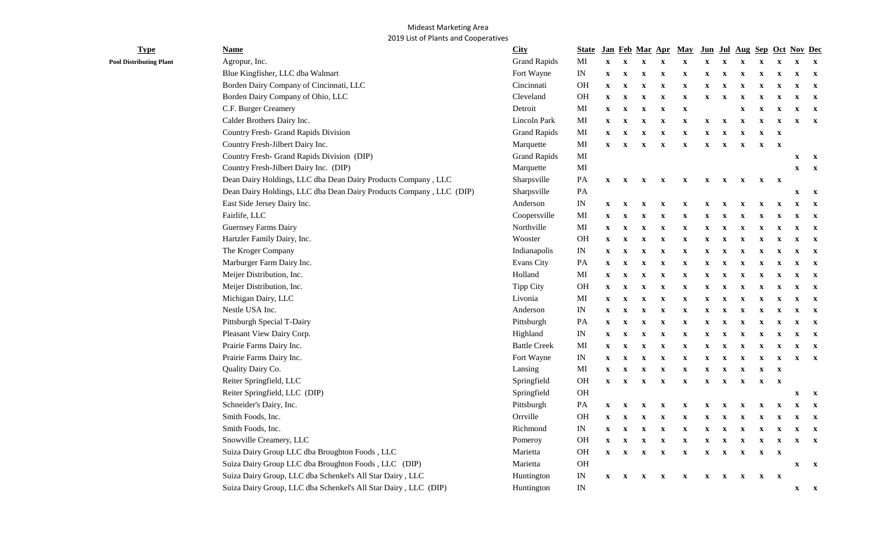Mideast Marketing Area
2019 List of Plants and Cooperatives

| Type | Name | City | State | Jan | Feb | Mar | Apr | May | Jun | Jul | Aug | Sep | Oct | Nov | Dec |
|---|---|---|---|---|---|---|---|---|---|---|---|---|---|---|---|
| **Pool Distributing Plant** | Agropur, Inc. | Grand Rapids | MI | x | x | x | x | x | x | x | x | x | x | x | x |
| | Blue Kingfisher, LLC dba Walmart | Fort Wayne | IN | x | x | x | x | x | x | x | x | x | x | x | x |
| | Borden Dairy Company of Cincinnati, LLC | Cincinnati | OH | x | x | x | x | x | x | x | x | x | x | x | x |
| | Borden Dairy Company of Ohio, LLC | Cleveland | OH | x | x | x | x | x | x | x | x | x | x | x | x |
| | C.F. Burger Creamery | Detroit | MI | x | x | x | x | x | | | x | x | x | x | x |
| | Calder Brothers Dairy Inc. | Lincoln Park | MI | x | x | x | x | x | x | x | x | x | x | x | x |
| | Country Fresh- Grand Rapids Division | Grand Rapids | MI | x | x | x | x | x | x | x | x | x | x | | |
| | Country Fresh-Jilbert Dairy Inc. | Marquette | MI | x | x | x | x | x | x | x | x | x | x | | |
| | Country Fresh- Grand Rapids Division (DIP) | Grand Rapids | MI | | | | | | | | | | | x | x |
| | Country Fresh-Jilbert Dairy Inc. (DIP) | Marquette | MI | | | | | | | | | | | x | x |
| | Dean Dairy Holdings, LLC dba Dean Dairy Products Company , LLC | Sharpsville | PA | x | x | x | x | x | x | x | x | x | x | | |
| | Dean Dairy Holdings, LLC dba Dean Dairy Products Company , LLC (DIP) | Sharpsville | PA | | | | | | | | | | | x | x |
| | East Side Jersey Dairy Inc. | Anderson | IN | x | x | x | x | x | x | x | x | x | x | x | x |
| | Fairlife, LLC | Coopersville | MI | x | x | x | x | x | x | x | x | x | x | x | x |
| | Guernsey Farms Dairy | Northville | MI | x | x | x | x | x | x | x | x | x | x | x | x |
| | Hartzler Family Dairy, Inc. | Wooster | OH | x | x | x | x | x | x | x | x | x | x | x | x |
| | The Kroger Company | Indianapolis | IN | x | x | x | x | x | x | x | x | x | x | x | x |
| | Marburger Farm Dairy Inc. | Evans City | PA | x | x | x | x | x | x | x | x | x | x | x | x |
| | Meijer Distribution, Inc. | Holland | MI | x | x | x | x | x | x | x | x | x | x | x | x |
| | Meijer Distribution, Inc. | Tipp City | OH | x | x | x | x | x | x | x | x | x | x | x | x |
| | Michigan Dairy, LLC | Livonia | MI | x | x | x | x | x | x | x | x | x | x | x | x |
| | Nestle USA Inc. | Anderson | IN | x | x | x | x | x | x | x | x | x | x | x | x |
| | Pittsburgh Special T-Dairy | Pittsburgh | PA | x | x | x | x | x | x | x | x | x | x | x | x |
| | Pleasant View Dairy Corp. | Highland | IN | x | x | x | x | x | x | x | x | x | x | x | x |
| | Prairie Farms Dairy Inc. | Battle Creek | MI | x | x | x | x | x | x | x | x | x | x | x | x |
| | Prairie Farms Dairy Inc. | Fort Wayne | IN | x | x | x | x | x | x | x | x | x | x | x | x |
| | Quality Dairy Co. | Lansing | MI | x | x | x | x | x | x | x | x | x | x | | |
| | Reiter Springfield, LLC | Springfield | OH | x | x | x | x | x | x | x | x | x | x | | |
| | Reiter Springfield, LLC (DIP) | Springfield | OH | | | | | | | | | | | x | x |
| | Schneider's Dairy, Inc. | Pittsburgh | PA | x | x | x | x | x | x | x | x | x | x | x | x |
| | Smith Foods, Inc. | Orrville | OH | x | x | x | x | x | x | x | x | x | x | x | x |
| | Smith Foods, Inc. | Richmond | IN | x | x | x | x | x | x | x | x | x | x | x | x |
| | Snowville Creamery, LLC | Pomeroy | OH | x | x | x | x | x | x | x | x | x | x | x | x |
| | Suiza Dairy Group LLC dba Broughton Foods , LLC | Marietta | OH | x | x | x | x | x | x | x | x | x | x | | |
| | Suiza Dairy Group LLC dba Broughton Foods , LLC (DIP) | Marietta | OH | | | | | | | | | | | x | x |
| | Suiza Dairy Group, LLC dba Schenkel's All Star Dairy , LLC | Huntington | IN | x | x | x | x | x | x | x | x | x | x | | |
| | Suiza Dairy Group, LLC dba Schenkel's All Star Dairy , LLC (DIP) | Huntington | IN | | | | | | | | | | | x | x |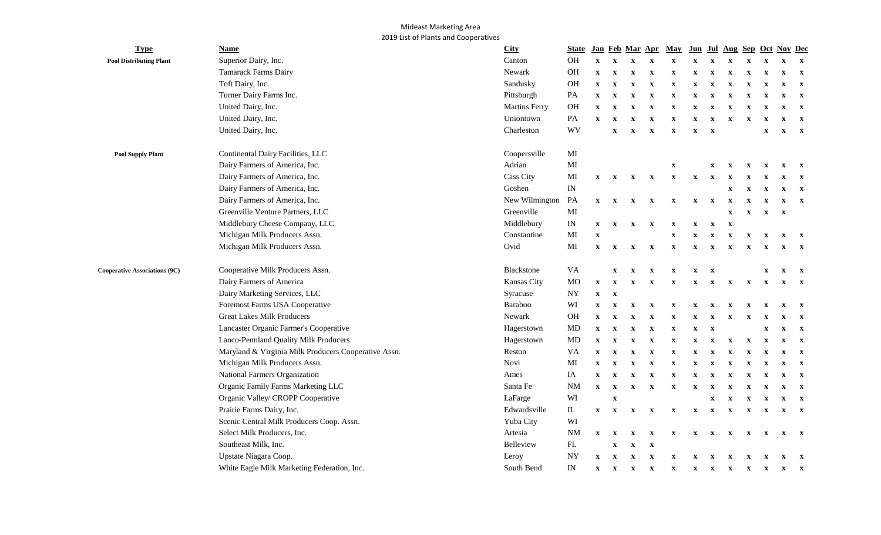# Mideast Marketing Area

## 2019 List of Plants and Cooperatives

| Type | Name | City | State | Jan | Feb | Mar | Apr | May | Jun | Jul | Aug | Sep | Oct | Nov | Dec |
|---|---|---|---|---|---|---|---|---|---|---|---|---|---|---|---|
| **Pool Distributing Plant** | Superior Dairy, Inc. | Canton | OH | x | x | x | x | x | x | x | x | x | x | x | x |
| | Tamarack Farms Dairy | Newark | OH | x | x | x | x | x | x | x | x | x | x | x | x |
| | Toft Dairy, Inc. | Sandusky | OH | x | x | x | x | x | x | x | x | x | x | x | x |
| | Turner Dairy Farms Inc. | Pittsburgh | PA | x | x | x | x | x | x | x | x | x | x | x | x |
| | United Dairy, Inc. | Martins Ferry | OH | x | x | x | x | x | x | x | x | x | x | x | x |
| | United Dairy, Inc. | Uniontown | PA | x | x | x | x | x | x | x | x | x | x | x | x |
| | United Dairy, Inc. | Charleston | WV | | x | x | x | x | x | x | | | x | x | x |
| **Pool Supply Plant** | Continental Dairy Facilities, LLC | Coopersville | MI | | | | | | | | | | | | |
| | Dairy Farmers of America, Inc. | Adrian | MI | | | | | x | | x | x | x | x | x | x |
| | Dairy Farmers of America, Inc. | Cass City | MI | x | x | x | x | x | x | x | x | x | x | x | x |
| | Dairy Farmers of America, Inc. | Goshen | IN | | | | | | | | x | x | x | x | x |
| | Dairy Farmers of America, Inc. | New Wilmington | PA | x | x | x | x | x | x | x | x | x | x | x | x |
| | Greenville Venture Partners, LLC | Greenville | MI | | | | | | | | x | x | x | x | |
| | Middlebury Cheese Company, LLC | Middlebury | IN | x | x | x | x | x | x | x | x | | | | |
| | Michigan Milk Producers Assn. | Constantine | MI | x | | | | x | x | x | x | x | x | x | x |
| | Michigan Milk Producers Assn. | Ovid | MI | x | x | x | x | x | x | x | x | x | x | x | x |
| **Cooperative Associations (9C)** | Cooperative Milk Producers Assn. | Blackstone | VA | | x | x | x | x | x | x | | | x | x | x |
| | Dairy Farmers of America | Kansas City | MO | x | x | x | x | x | x | x | x | x | x | x | x |
| | Dairy Marketing Services, LLC | Syracuse | NY | x | x | | | | | | | | | | |
| | Foremost Farms USA Cooperative | Baraboo | WI | x | x | x | x | x | x | x | x | x | x | x | x |
| | Great Lakes Milk Producers | Newark | OH | x | x | x | x | x | x | x | x | x | x | x | x |
| | Lancaster Organic Farmer's Cooperative | Hagerstown | MD | x | x | x | x | x | x | x | | | x | x | x |
| | Lanco-Pennland Quality Milk Producers | Hagerstown | MD | x | x | x | x | x | x | x | x | x | x | x | x |
| | Maryland & Virginia Milk Producers Cooperative Assn. | Reston | VA | x | x | x | x | x | x | x | x | x | x | x | x |
| | Michigan Milk Producers Assn. | Novi | MI | x | x | x | x | x | x | x | x | x | x | x | x |
| | National Farmers Organization | Ames | IA | x | x | x | x | x | x | x | x | x | x | x | x |
| | Organic Family Farms Marketing LLC | Santa Fe | NM | x | x | x | x | x | x | x | x | x | x | x | x |
| | Organic Valley/ CROPP Cooperative | LaFarge | WI | | x | | | | | x | x | x | x | x | x |
| | Prairie Farms Dairy, Inc. | Edwardsville | IL | x | x | x | x | x | x | x | x | x | x | x | x |
| | Scenic Central Milk Producers Coop. Assn. | Yuba City | WI | | | | | | | | | | | | |
| | Select Milk Producers, Inc. | Artesia | NM | x | x | x | x | x | x | x | x | x | x | x | x |
| | Southeast Milk, Inc. | Belleview | FL | | x | x | x | | | | | | | | |
| | Upstate Niagara Coop. | Leroy | NY | x | x | x | x | x | x | x | x | x | x | x | x |
| | White Eagle Milk Marketing Federation, Inc. | South Bend | IN | x | x | x | x | x | x | x | x | x | x | x | x |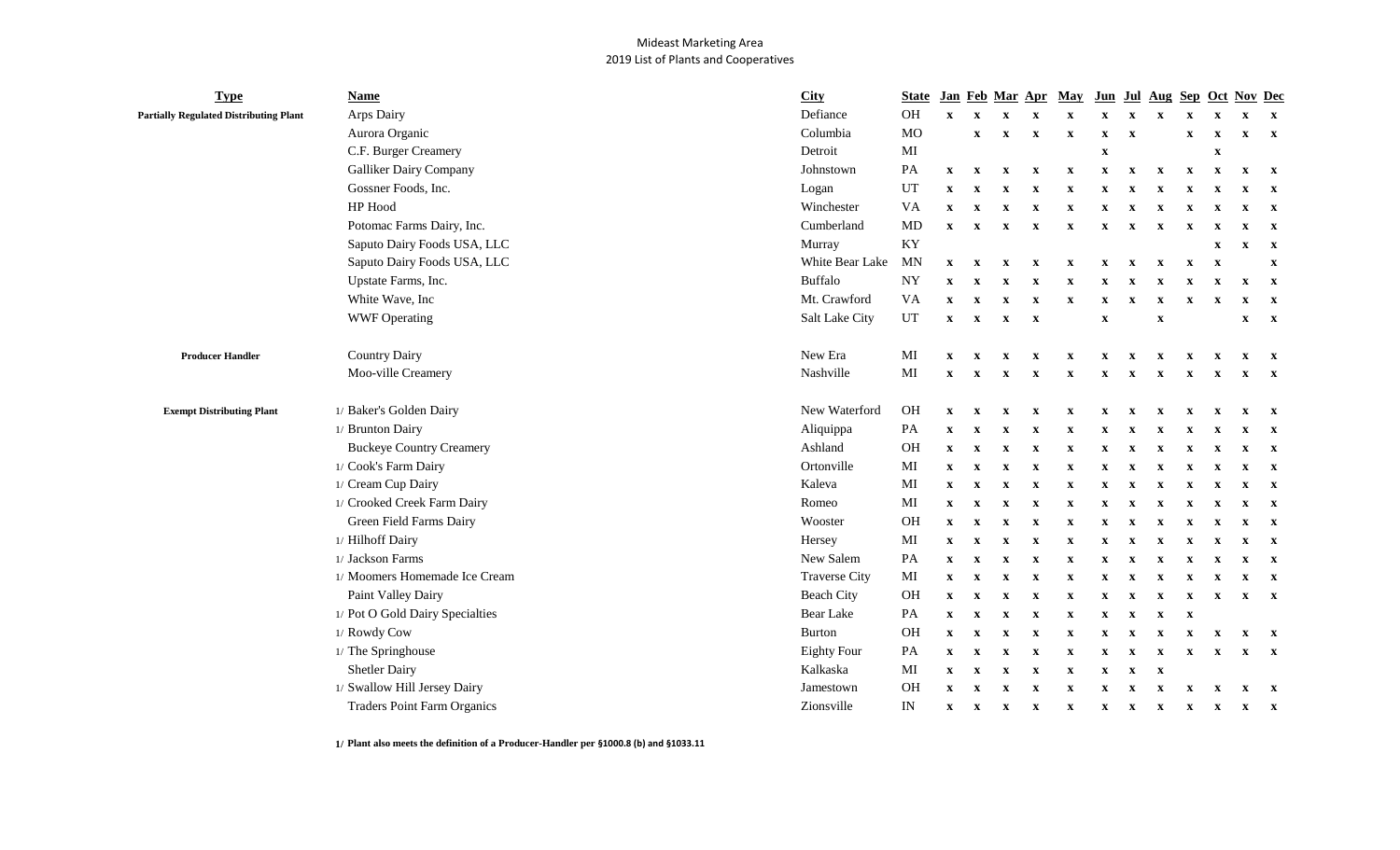# Mideast Marketing Area
## 2019 List of Plants and Cooperatives

| Type | Name | City | State | Jan | Feb | Mar | Apr | May | Jun | Jul | Aug | Sep | Oct | Nov | Dec |
|---|---|---|---|---|---|---|---|---|---|---|---|---|---|---|---|
| **Partially Regulated Distributing Plant** | Arps Dairy | Defiance | OH | x | x | x | x | x | x | x | x | x | x | x | x |
| | Aurora Organic | Columbia | MO | | x | x | x | x | x | x | | x | x | x | x |
| | C.F. Burger Creamery | Detroit | MI | | | | | | x | | | | x | | |
| | Galliker Dairy Company | Johnstown | PA | x | x | x | x | x | x | x | x | x | x | x | x |
| | Gossner Foods, Inc. | Logan | UT | x | x | x | x | x | x | x | x | x | x | x | x |
| | HP Hood | Winchester | VA | x | x | x | x | x | x | x | x | x | x | x | x |
| | Potomac Farms Dairy, Inc. | Cumberland | MD | x | x | x | x | x | x | x | x | x | x | x | x |
| | Saputo Dairy Foods USA, LLC | Murray | KY | | | | | | | | | | x | x | x |
| | Saputo Dairy Foods USA, LLC | White Bear Lake | MN | x | x | x | x | x | x | x | x | x | x | | x |
| | Upstate Farms, Inc. | Buffalo | NY | x | x | x | x | x | x | x | x | x | x | x | x |
| | White Wave, Inc | Mt. Crawford | VA | x | x | x | x | x | x | x | x | x | x | x | x |
| | WWF Operating | Salt Lake City | UT | x | x | x | x | | x | | x | | | x | x |
| **Producer Handler** | Country Dairy | New Era | MI | x | x | x | x | x | x | x | x | x | x | x | x |
| | Moo-ville Creamery | Nashville | MI | x | x | x | x | x | x | x | x | x | x | x | x |
| **Exempt Distributing Plant** | 1/ Baker's Golden Dairy | New Waterford | OH | x | x | x | x | x | x | x | x | x | x | x | x |
| | 1/ Brunton Dairy | Aliquippa | PA | x | x | x | x | x | x | x | x | x | x | x | x |
| | Buckeye Country Creamery | Ashland | OH | x | x | x | x | x | x | x | x | x | x | x | x |
| | 1/ Cook's Farm Dairy | Ortonville | MI | x | x | x | x | x | x | x | x | x | x | x | x |
| | 1/ Cream Cup Dairy | Kaleva | MI | x | x | x | x | x | x | x | x | x | x | x | x |
| | 1/ Crooked Creek Farm Dairy | Romeo | MI | x | x | x | x | x | x | x | x | x | x | x | x |
| | Green Field Farms Dairy | Wooster | OH | x | x | x | x | x | x | x | x | x | x | x | x |
| | 1/ Hilhoff Dairy | Hersey | MI | x | x | x | x | x | x | x | x | x | x | x | x |
| | 1/ Jackson Farms | New Salem | PA | x | x | x | x | x | x | x | x | x | x | x | x |
| | 1/ Moomers Homemade Ice Cream | Traverse City | MI | x | x | x | x | x | x | x | x | x | x | x | x |
| | Paint Valley Dairy | Beach City | OH | x | x | x | x | x | x | x | x | x | x | x | x |
| | 1/ Pot O Gold Dairy Specialties | Bear Lake | PA | x | x | x | x | x | x | x | x | x | | | |
| | 1/ Rowdy Cow | Burton | OH | x | x | x | x | x | x | x | x | x | x | x | x |
| | 1/ The Springhouse | Eighty Four | PA | x | x | x | x | x | x | x | x | x | x | x | x |
| | Shetler Dairy | Kalkaska | MI | x | x | x | x | x | x | x | x | | | | |
| | 1/ Swallow Hill Jersey Dairy | Jamestown | OH | x | x | x | x | x | x | x | x | x | x | x | x |
| | Traders Point Farm Organics | Zionsville | IN | x | x | x | x | x | x | x | x | x | x | x | x |

**1/ Plant also meets the definition of a Producer-Handler per §1000.8 (b) and §1033.11**